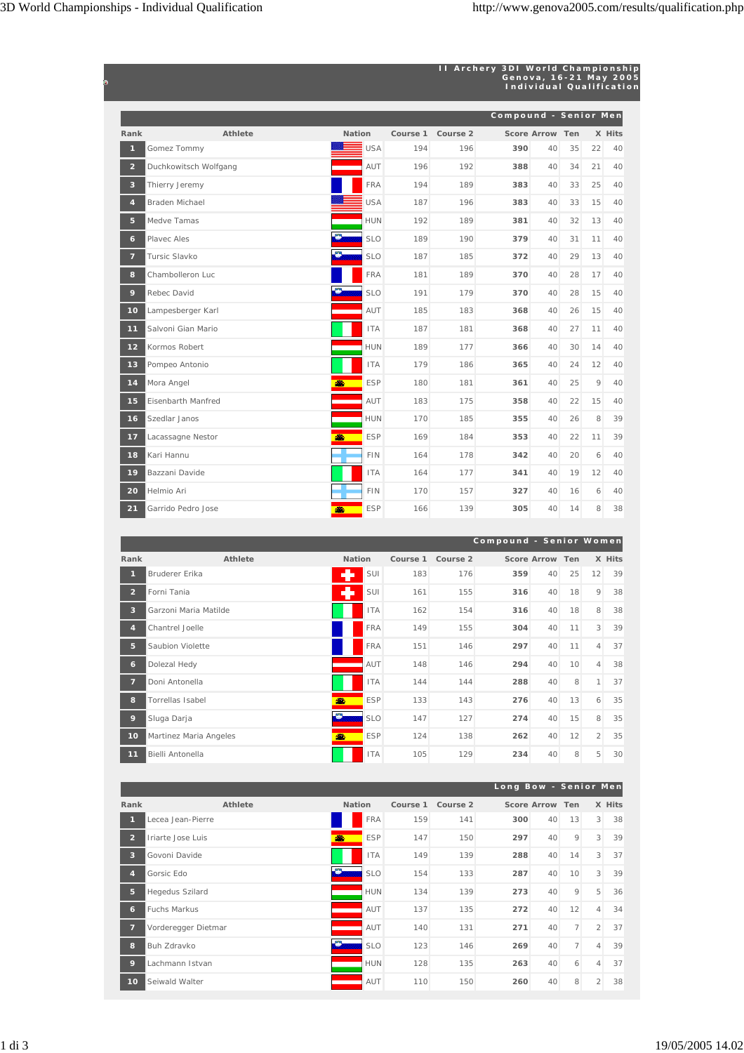# II Archery 3DI World Championship
## Genova, 16-21 May 2005
## Individual Qualification

### Compound - Senior Men

| Rank | Athlete | Nation | Course 1 | Course 2 | Score | Arrow | Ten | X | Hits |
|---|---|---|---|---|---|---|---|---|---|
| 1 | Gomez Tommy | USA | 194 | 196 | **390** | 40 | 35 | 22 | 40 |
| 2 | Duchkowitsch Wolfgang | AUT | 196 | 192 | **388** | 40 | 34 | 21 | 40 |
| 3 | Thierry Jeremy | FRA | 194 | 189 | **383** | 40 | 33 | 25 | 40 |
| 4 | Braden Michael | USA | 187 | 196 | **383** | 40 | 33 | 15 | 40 |
| 5 | Medve Tamas | HUN | 192 | 189 | **381** | 40 | 32 | 13 | 40 |
| 6 | Plavec Ales | SLO | 189 | 190 | **379** | 40 | 31 | 11 | 40 |
| 7 | Tursic Slavko | SLO | 187 | 185 | **372** | 40 | 29 | 13 | 40 |
| 8 | Chambolleron Luc | FRA | 181 | 189 | **370** | 40 | 28 | 17 | 40 |
| 9 | Rebec David | SLO | 191 | 179 | **370** | 40 | 28 | 15 | 40 |
| 10 | Lampesberger Karl | AUT | 185 | 183 | **368** | 40 | 26 | 15 | 40 |
| 11 | Salvoni Gian Mario | ITA | 187 | 181 | **368** | 40 | 27 | 11 | 40 |
| 12 | Kormos Robert | HUN | 189 | 177 | **366** | 40 | 30 | 14 | 40 |
| 13 | Pompeo Antonio | ITA | 179 | 186 | **365** | 40 | 24 | 12 | 40 |
| 14 | Mora Angel | ESP | 180 | 181 | **361** | 40 | 25 | 9 | 40 |
| 15 | Eisenbarth Manfred | AUT | 183 | 175 | **358** | 40 | 22 | 15 | 40 |
| 16 | Szedlar Janos | HUN | 170 | 185 | **355** | 40 | 26 | 8 | 39 |
| 17 | Lacassagne Nestor | ESP | 169 | 184 | **353** | 40 | 22 | 11 | 39 |
| 18 | Kari Hannu | FIN | 164 | 178 | **342** | 40 | 20 | 6 | 40 |
| 19 | Bazzani Davide | ITA | 164 | 177 | **341** | 40 | 19 | 12 | 40 |
| 20 | Helmio Ari | FIN | 170 | 157 | **327** | 40 | 16 | 6 | 40 |
| 21 | Garrido Pedro Jose | ESP | 166 | 139 | **305** | 40 | 14 | 8 | 38 |

### Compound - Senior Women

| Rank | Athlete | Nation | Course 1 | Course 2 | Score | Arrow | Ten | X | Hits |
|---|---|---|---|---|---|---|---|---|---|
| 1 | Bruderer Erika | SUI | 183 | 176 | **359** | 40 | 25 | 12 | 39 |
| 2 | Forni Tania | SUI | 161 | 155 | **316** | 40 | 18 | 9 | 38 |
| 3 | Garzoni Maria Matilde | ITA | 162 | 154 | **316** | 40 | 18 | 8 | 38 |
| 4 | Chantrel Joelle | FRA | 149 | 155 | **304** | 40 | 11 | 3 | 39 |
| 5 | Saubion Violette | FRA | 151 | 146 | **297** | 40 | 11 | 4 | 37 |
| 6 | Dolezal Hedy | AUT | 148 | 146 | **294** | 40 | 10 | 4 | 38 |
| 7 | Doni Antonella | ITA | 144 | 144 | **288** | 40 | 8 | 1 | 37 |
| 8 | Torrellas Isabel | ESP | 133 | 143 | **276** | 40 | 13 | 6 | 35 |
| 9 | Sluga Darja | SLO | 147 | 127 | **274** | 40 | 15 | 8 | 35 |
| 10 | Martinez Maria Angeles | ESP | 124 | 138 | **262** | 40 | 12 | 2 | 35 |
| 11 | Bielli Antonella | ITA | 105 | 129 | **234** | 40 | 8 | 5 | 30 |

### Long Bow - Senior Men

| Rank | Athlete | Nation | Course 1 | Course 2 | Score | Arrow | Ten | X | Hits |
|---|---|---|---|---|---|---|---|---|---|
| 1 | Lecea Jean-Pierre | FRA | 159 | 141 | **300** | 40 | 13 | 3 | 38 |
| 2 | Iriarte Jose Luis | ESP | 147 | 150 | **297** | 40 | 9 | 3 | 39 |
| 3 | Govoni Davide | ITA | 149 | 139 | **288** | 40 | 14 | 3 | 37 |
| 4 | Gorsic Edo | SLO | 154 | 133 | **287** | 40 | 10 | 3 | 39 |
| 5 | Hegedus Szilard | HUN | 134 | 139 | **273** | 40 | 9 | 5 | 36 |
| 6 | Fuchs Markus | AUT | 137 | 135 | **272** | 40 | 12 | 4 | 34 |
| 7 | Vorderegger Dietmar | AUT | 140 | 131 | **271** | 40 | 7 | 2 | 37 |
| 8 | Buh Zdravko | SLO | 123 | 146 | **269** | 40 | 7 | 4 | 39 |
| 9 | Lachmann Istvan | HUN | 128 | 135 | **263** | 40 | 6 | 4 | 37 |
| 10 | Seiwald Walter | AUT | 110 | 150 | **260** | 40 | 8 | 2 | 38 |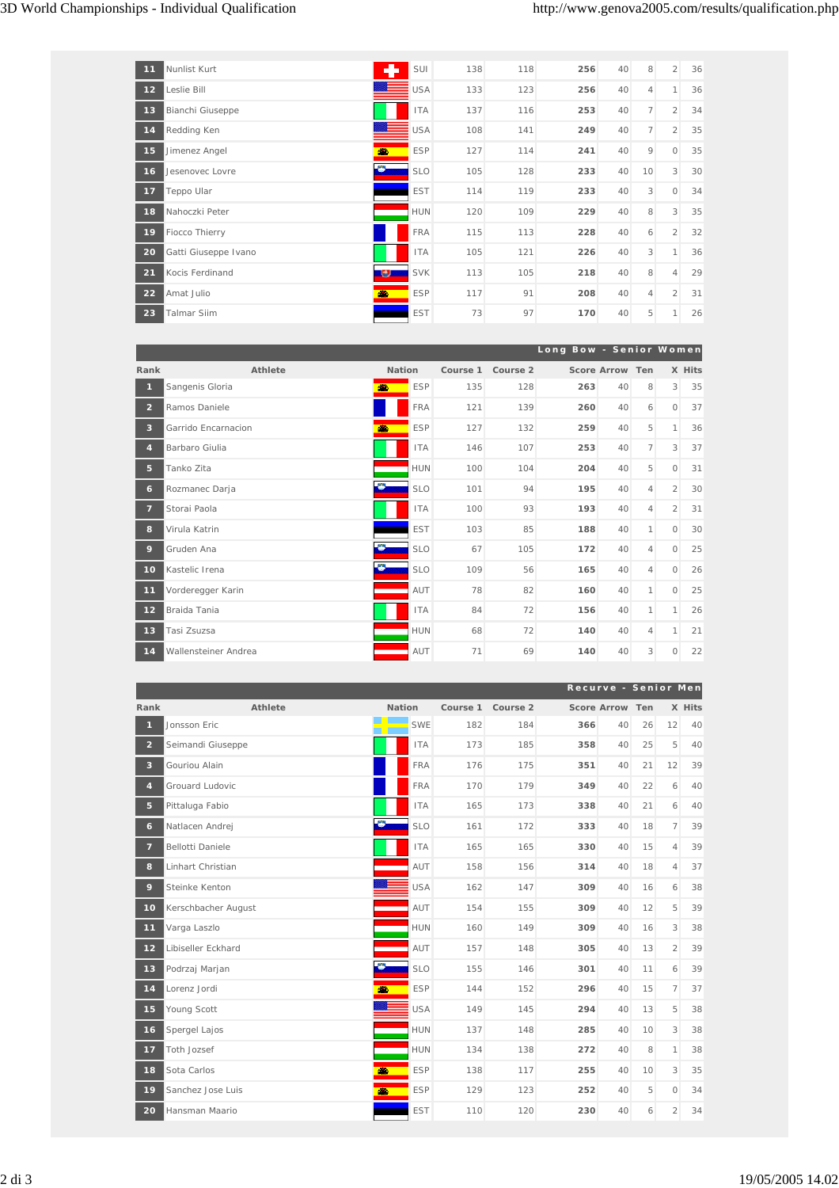| Rank | Athlete | Nation | Course 1 | Course 2 | Score | Arrow | Ten | X | Hits |
|---|---|---|---|---|---|---|---|---|---|
| 11 | Nunlist Kurt | SUI | 138 | 118 | 256 | 40 | 8 | 2 | 36 |
| 12 | Leslie Bill | USA | 133 | 123 | 256 | 40 | 4 | 1 | 36 |
| 13 | Bianchi Giuseppe | ITA | 137 | 116 | 253 | 40 | 7 | 2 | 34 |
| 14 | Redding Ken | USA | 108 | 141 | 249 | 40 | 7 | 2 | 35 |
| 15 | Jimenez Angel | ESP | 127 | 114 | 241 | 40 | 9 | 0 | 35 |
| 16 | Jesenovec Lovre | SLO | 105 | 128 | 233 | 40 | 10 | 3 | 30 |
| 17 | Teppo Ular | EST | 114 | 119 | 233 | 40 | 3 | 0 | 34 |
| 18 | Nahoczki Peter | HUN | 120 | 109 | 229 | 40 | 8 | 3 | 35 |
| 19 | Fiocco Thierry | FRA | 115 | 113 | 228 | 40 | 6 | 2 | 32 |
| 20 | Gatti Giuseppe Ivano | ITA | 105 | 121 | 226 | 40 | 3 | 1 | 36 |
| 21 | Kocis Ferdinand | SVK | 113 | 105 | 218 | 40 | 8 | 4 | 29 |
| 22 | Amat Julio | ESP | 117 | 91 | 208 | 40 | 4 | 2 | 31 |
| 23 | Talmar Siim | EST | 73 | 97 | 170 | 40 | 5 | 1 | 26 |

## Long Bow - Senior Women

| Rank | Athlete | Nation | Course 1 | Course 2 | Score | Arrow | Ten | X | Hits |
|---|---|---|---|---|---|---|---|---|---|
| 1 | Sangenis Gloria | ESP | 135 | 128 | 263 | 40 | 8 | 3 | 35 |
| 2 | Ramos Daniele | FRA | 121 | 139 | 260 | 40 | 6 | 0 | 37 |
| 3 | Garrido Encarnacion | ESP | 127 | 132 | 259 | 40 | 5 | 1 | 36 |
| 4 | Barbaro Giulia | ITA | 146 | 107 | 253 | 40 | 7 | 3 | 37 |
| 5 | Tanko Zita | HUN | 100 | 104 | 204 | 40 | 5 | 0 | 31 |
| 6 | Rozmanec Darja | SLO | 101 | 94 | 195 | 40 | 4 | 2 | 30 |
| 7 | Storai Paola | ITA | 100 | 93 | 193 | 40 | 4 | 2 | 31 |
| 8 | Virula Katrin | EST | 103 | 85 | 188 | 40 | 1 | 0 | 30 |
| 9 | Gruden Ana | SLO | 67 | 105 | 172 | 40 | 4 | 0 | 25 |
| 10 | Kastelic Irena | SLO | 109 | 56 | 165 | 40 | 4 | 0 | 26 |
| 11 | Vorderegger Karin | AUT | 78 | 82 | 160 | 40 | 1 | 0 | 25 |
| 12 | Braida Tania | ITA | 84 | 72 | 156 | 40 | 1 | 1 | 26 |
| 13 | Tasi Zsuzsa | HUN | 68 | 72 | 140 | 40 | 4 | 1 | 21 |
| 14 | Wallensteiner Andrea | AUT | 71 | 69 | 140 | 40 | 3 | 0 | 22 |

## Recurve - Senior Men

| Rank | Athlete | Nation | Course 1 | Course 2 | Score | Arrow | Ten | X | Hits |
|---|---|---|---|---|---|---|---|---|---|
| 1 | Jonsson Eric | SWE | 182 | 184 | 366 | 40 | 26 | 12 | 40 |
| 2 | Seimandi Giuseppe | ITA | 173 | 185 | 358 | 40 | 25 | 5 | 40 |
| 3 | Gouriou Alain | FRA | 176 | 175 | 351 | 40 | 21 | 12 | 39 |
| 4 | Grouard Ludovic | FRA | 170 | 179 | 349 | 40 | 22 | 6 | 40 |
| 5 | Pittaluga Fabio | ITA | 165 | 173 | 338 | 40 | 21 | 6 | 40 |
| 6 | Natlacen Andrej | SLO | 161 | 172 | 333 | 40 | 18 | 7 | 39 |
| 7 | Bellotti Daniele | ITA | 165 | 165 | 330 | 40 | 15 | 4 | 39 |
| 8 | Linhart Christian | AUT | 158 | 156 | 314 | 40 | 18 | 4 | 37 |
| 9 | Steinke Kenton | USA | 162 | 147 | 309 | 40 | 16 | 6 | 38 |
| 10 | Kerschbacher August | AUT | 154 | 155 | 309 | 40 | 12 | 5 | 39 |
| 11 | Varga Laszlo | HUN | 160 | 149 | 309 | 40 | 16 | 3 | 38 |
| 12 | Libiseller Eckhard | AUT | 157 | 148 | 305 | 40 | 13 | 2 | 39 |
| 13 | Podrzaj Marjan | SLO | 155 | 146 | 301 | 40 | 11 | 6 | 39 |
| 14 | Lorenz Jordi | ESP | 144 | 152 | 296 | 40 | 15 | 7 | 37 |
| 15 | Young Scott | USA | 149 | 145 | 294 | 40 | 13 | 5 | 38 |
| 16 | Spergel Lajos | HUN | 137 | 148 | 285 | 40 | 10 | 3 | 38 |
| 17 | Toth Jozsef | HUN | 134 | 138 | 272 | 40 | 8 | 1 | 38 |
| 18 | Sota Carlos | ESP | 138 | 117 | 255 | 40 | 10 | 3 | 35 |
| 19 | Sanchez Jose Luis | ESP | 129 | 123 | 252 | 40 | 5 | 0 | 34 |
| 20 | Hansman Maario | EST | 110 | 120 | 230 | 40 | 6 | 2 | 34 |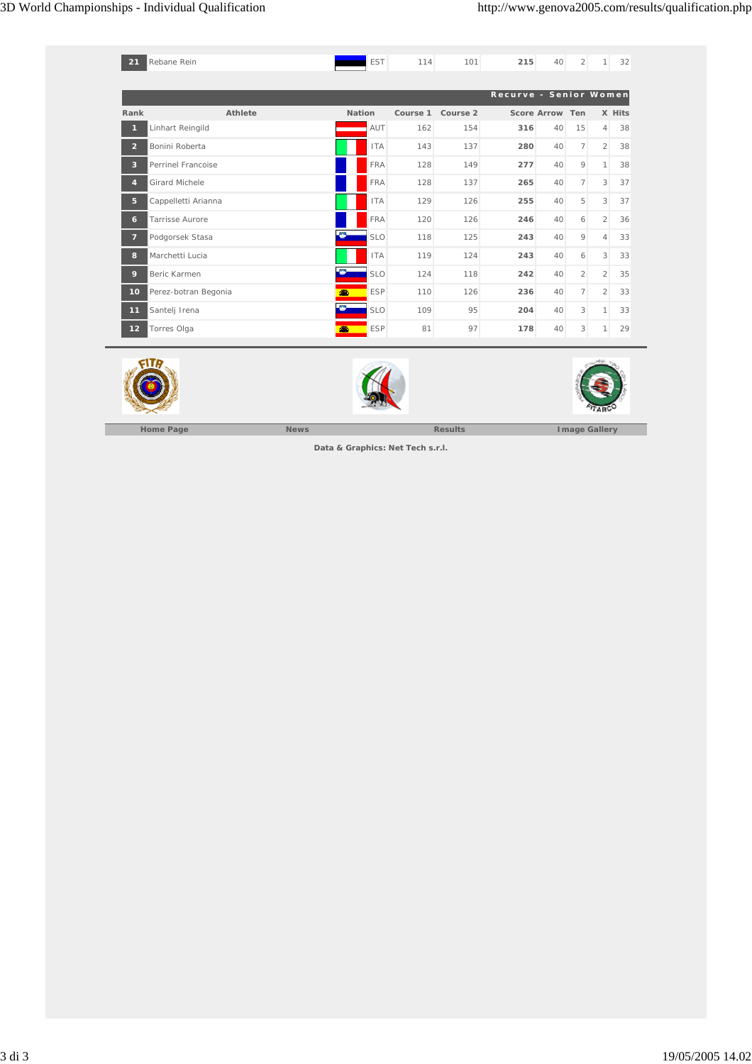| 21 | Rebane Rein | EST | 114 | 101 | 215 | 40 | 2 | 1 | 32 |
|---|---|---|---|---|---|---|---|---|---|

## Recurve - Senior Women

| Rank | Athlete | Nation | Course 1 | Course 2 | Score | Arrow | Ten | X | Hits |
|---|---|---|---|---|---|---|---|---|---|
| 1 | Linhart Reingild | AUT | 162 | 154 | **316** | 40 | 15 | 4 | 38 |
| 2 | Bonini Roberta | ITA | 143 | 137 | **280** | 40 | 7 | 2 | 38 |
| 3 | Perrinel Francoise | FRA | 128 | 149 | **277** | 40 | 9 | 1 | 38 |
| 4 | Girard Michele | FRA | 128 | 137 | **265** | 40 | 7 | 3 | 37 |
| 5 | Cappelletti Arianna | ITA | 129 | 126 | **255** | 40 | 5 | 3 | 37 |
| 6 | Tarrisse Aurore | FRA | 120 | 126 | **246** | 40 | 6 | 2 | 36 |
| 7 | Podgorsek Stasa | SLO | 118 | 125 | **243** | 40 | 9 | 4 | 33 |
| 8 | Marchetti Lucia | ITA | 119 | 124 | **243** | 40 | 6 | 3 | 33 |
| 9 | Beric Karmen | SLO | 124 | 118 | **242** | 40 | 2 | 2 | 35 |
| 10 | Perez-botran Begonia | ESP | 110 | 126 | **236** | 40 | 7 | 2 | 33 |
| 11 | Santelj Irena | SLO | 109 | 95 | **204** | 40 | 3 | 1 | 33 |
| 12 | Torres Olga | ESP | 81 | 97 | **178** | 40 | 3 | 1 | 29 |

Home Page | News | Results | Image Gallery

**Data & Graphics: Net Tech s.r.l.**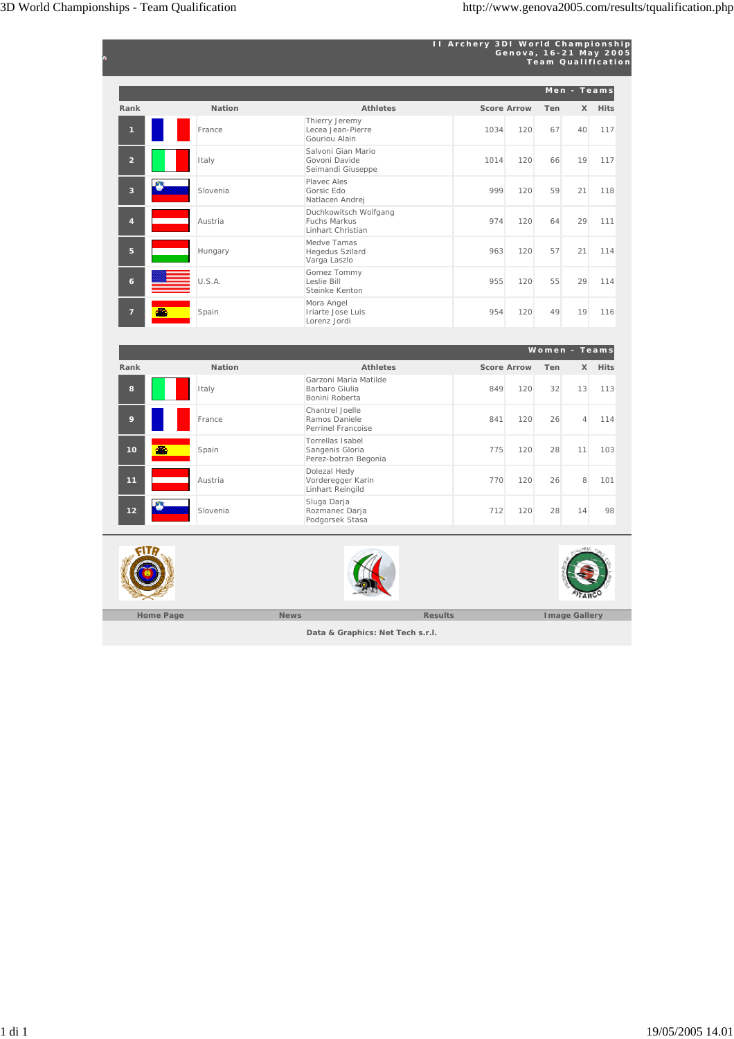**II Archery 3DI World Championship**
**Genova, 16-21 May 2005**
**Team Qualification**

## Men - Teams

| Rank | Nation | Athletes | Score | Arrow | Ten | X | Hits |
|---|---|---|---|---|---|---|---|
| 1 | France | Thierry Jeremy<br>Lecea Jean-Pierre<br>Gouriou Alain | 1034 | 120 | 67 | 40 | 117 |
| 2 | Italy | Salvoni Gian Mario<br>Govoni Davide<br>Seimandi Giuseppe | 1014 | 120 | 66 | 19 | 117 |
| 3 | Slovenia | Plavec Ales<br>Gorsic Edo<br>Natlacen Andrej | 999 | 120 | 59 | 21 | 118 |
| 4 | Austria | Duchkowitsch Wolfgang<br>Fuchs Markus<br>Linhart Christian | 974 | 120 | 64 | 29 | 111 |
| 5 | Hungary | Medve Tamas<br>Hegedus Szilard<br>Varga Laszlo | 963 | 120 | 57 | 21 | 114 |
| 6 | U.S.A. | Gomez Tommy<br>Leslie Bill<br>Steinke Kenton | 955 | 120 | 55 | 29 | 114 |
| 7 | Spain | Mora Angel<br>Iriarte Jose Luis<br>Lorenz Jordi | 954 | 120 | 49 | 19 | 116 |

## Women - Teams

| Rank | Nation | Athletes | Score | Arrow | Ten | X | Hits |
|---|---|---|---|---|---|---|---|
| 8 | Italy | Garzoni Maria Matilde<br>Barbaro Giulia<br>Bonini Roberta | 849 | 120 | 32 | 13 | 113 |
| 9 | France | Chantrel Joelle<br>Ramos Daniele<br>Perrinel Francoise | 841 | 120 | 26 | 4 | 114 |
| 10 | Spain | Torrellas Isabel<br>Sangenis Gloria<br>Perez-botran Begonia | 775 | 120 | 28 | 11 | 103 |
| 11 | Austria | Dolezal Hedy<br>Vorderegger Karin<br>Linhart Reingild | 770 | 120 | 26 | 8 | 101 |
| 12 | Slovenia | Sluga Darja<br>Rozmanec Darja<br>Podgorsek Stasa | 712 | 120 | 28 | 14 | 98 |

Home Page | News | Results | Image Gallery

Data & Graphics: Net Tech s.r.l.